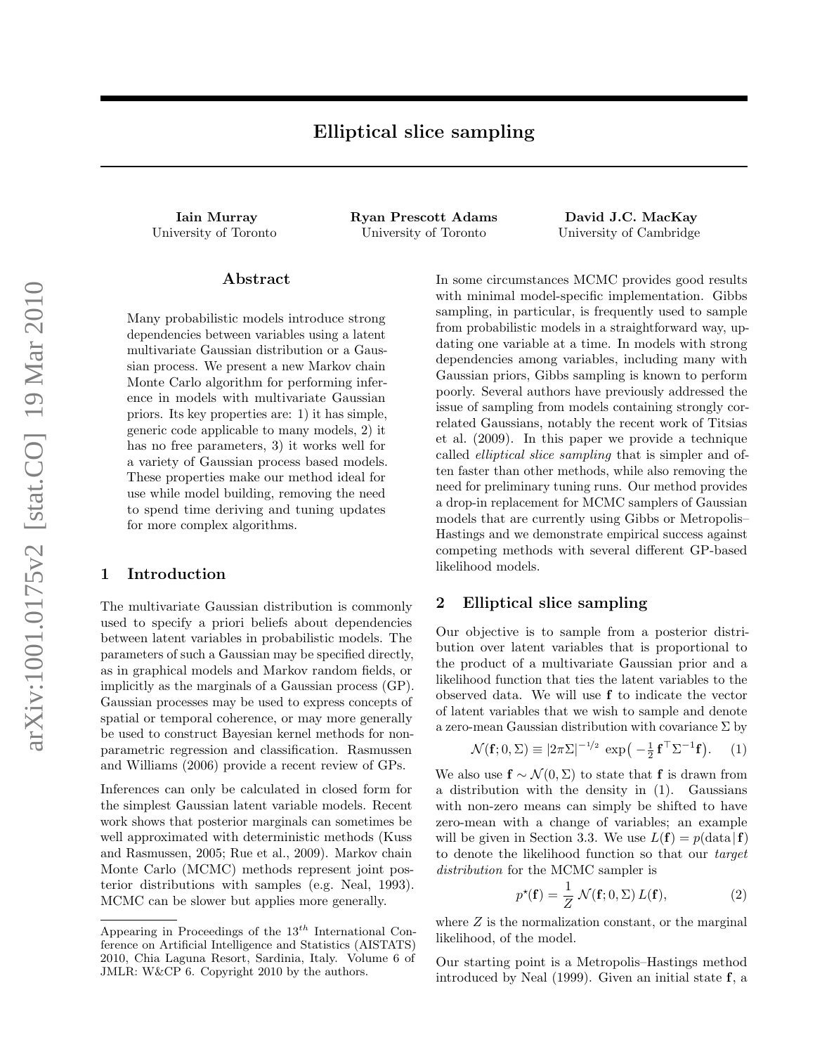# Elliptical slice sampling

**Iain Murray**
University of Toronto

**Ryan Prescott Adams**
University of Toronto

**David J.C. MacKay**
University of Cambridge

## Abstract

Many probabilistic models introduce strong dependencies between variables using a latent multivariate Gaussian distribution or a Gaussian process. We present a new Markov chain Monte Carlo algorithm for performing inference in models with multivariate Gaussian priors. Its key properties are: 1) it has simple, generic code applicable to many models, 2) it has no free parameters, 3) it works well for a variety of Gaussian process based models. These properties make our method ideal for use while model building, removing the need to spend time deriving and tuning updates for more complex algorithms.

## 1 Introduction

The multivariate Gaussian distribution is commonly used to specify a priori beliefs about dependencies between latent variables in probabilistic models. The parameters of such a Gaussian may be specified directly, as in graphical models and Markov random fields, or implicitly as the marginals of a Gaussian process (GP). Gaussian processes may be used to express concepts of spatial or temporal coherence, or may more generally be used to construct Bayesian kernel methods for non-parametric regression and classification. Rasmussen and Williams (2006) provide a recent review of GPs.

Inferences can only be calculated in closed form for the simplest Gaussian latent variable models. Recent work shows that posterior marginals can sometimes be well approximated with deterministic methods (Kuss and Rasmussen, 2005; Rue et al., 2009). Markov chain Monte Carlo (MCMC) methods represent joint posterior distributions with samples (e.g. Neal, 1993). MCMC can be slower but applies more generally.

In some circumstances MCMC provides good results with minimal model-specific implementation. Gibbs sampling, in particular, is frequently used to sample from probabilistic models in a straightforward way, updating one variable at a time. In models with strong dependencies among variables, including many with Gaussian priors, Gibbs sampling is known to perform poorly. Several authors have previously addressed the issue of sampling from models containing strongly correlated Gaussians, notably the recent work of Titsias et al. (2009). In this paper we provide a technique called *elliptical slice sampling* that is simpler and often faster than other methods, while also removing the need for preliminary tuning runs. Our method provides a drop-in replacement for MCMC samplers of Gaussian models that are currently using Gibbs or Metropolis–Hastings and we demonstrate empirical success against competing methods with several different GP-based likelihood models.

## 2 Elliptical slice sampling

Our objective is to sample from a posterior distribution over latent variables that is proportional to the product of a multivariate Gaussian prior and a likelihood function that ties the latent variables to the observed data. We will use $\mathbf{f}$ to indicate the vector of latent variables that we wish to sample and denote a zero-mean Gaussian distribution with covariance $\Sigma$ by

$$\mathcal{N}(\mathbf{f}; 0, \Sigma) \equiv |2\pi\Sigma|^{-1/2} \exp\left(-\tfrac{1}{2}\,\mathbf{f}^\top \Sigma^{-1} \mathbf{f}\right). \quad (1)$$

We also use $\mathbf{f} \sim \mathcal{N}(0, \Sigma)$ to state that $\mathbf{f}$ is drawn from a distribution with the density in (1). Gaussians with non-zero means can simply be shifted to have zero-mean with a change of variables; an example will be given in Section 3.3. We use $L(\mathbf{f}) = p(\text{data}\,|\,\mathbf{f})$ to denote the likelihood function so that our *target distribution* for the MCMC sampler is

$$p^\star(\mathbf{f}) = \frac{1}{Z}\,\mathcal{N}(\mathbf{f}; 0, \Sigma)\, L(\mathbf{f}), \quad (2)$$

where $Z$ is the normalization constant, or the marginal likelihood, of the model.

Our starting point is a Metropolis–Hastings method introduced by Neal (1999). Given an initial state $\mathbf{f}$, a

---

Appearing in Proceedings of the 13[th] International Conference on Artificial Intelligence and Statistics (AISTATS) 2010, Chia Laguna Resort, Sardinia, Italy. Volume 6 of JMLR: W&CP 6. Copyright 2010 by the authors.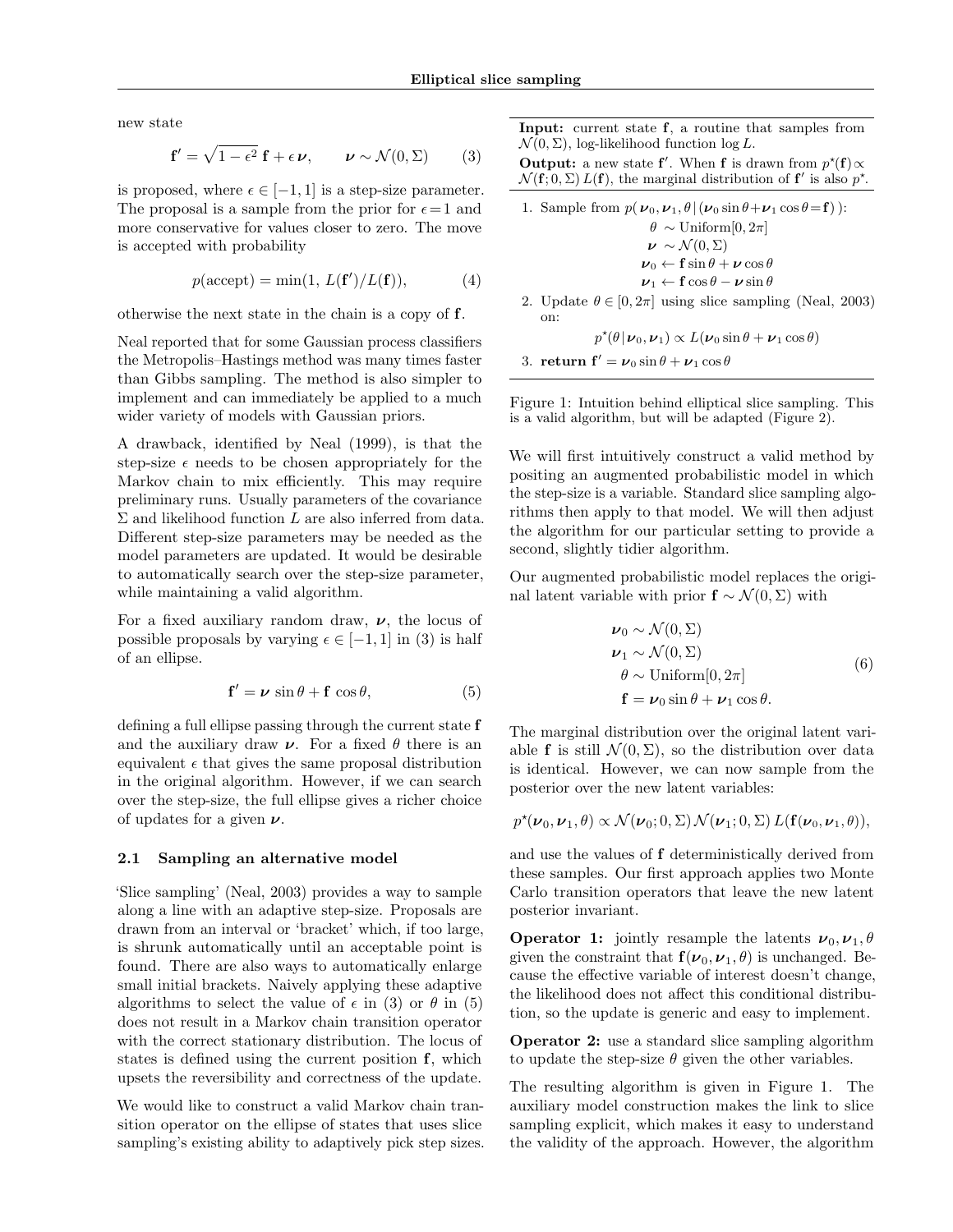new state

$$\mathbf{f}' = \sqrt{1-\epsilon^2}\,\mathbf{f} + \epsilon\,\boldsymbol{\nu}, \qquad \boldsymbol{\nu} \sim \mathcal{N}(0, \Sigma) \tag{3}$$

is proposed, where $\epsilon \in [-1, 1]$ is a step-size parameter. The proposal is a sample from the prior for $\epsilon = 1$ and more conservative for values closer to zero. The move is accepted with probability

$$p(\text{accept}) = \min(1,\, L(\mathbf{f}')/L(\mathbf{f})), \tag{4}$$

otherwise the next state in the chain is a copy of $\mathbf{f}$.

Neal reported that for some Gaussian process classifiers the Metropolis–Hastings method was many times faster than Gibbs sampling. The method is also simpler to implement and can immediately be applied to a much wider variety of models with Gaussian priors.

A drawback, identified by Neal (1999), is that the step-size $\epsilon$ needs to be chosen appropriately for the Markov chain to mix efficiently. This may require preliminary runs. Usually parameters of the covariance $\Sigma$ and likelihood function $L$ are also inferred from data. Different step-size parameters may be needed as the model parameters are updated. It would be desirable to automatically search over the step-size parameter, while maintaining a valid algorithm.

For a fixed auxiliary random draw, $\boldsymbol{\nu}$, the locus of possible proposals by varying $\epsilon \in [-1, 1]$ in (3) is half of an ellipse.

$$\mathbf{f}' = \boldsymbol{\nu}\,\sin\theta + \mathbf{f}\,\cos\theta, \tag{5}$$

defining a full ellipse passing through the current state $\mathbf{f}$ and the auxiliary draw $\boldsymbol{\nu}$. For a fixed $\theta$ there is an equivalent $\epsilon$ that gives the same proposal distribution in the original algorithm. However, if we can search over the step-size, the full ellipse gives a richer choice of updates for a given $\boldsymbol{\nu}$.

### 2.1 Sampling an alternative model

'Slice sampling' (Neal, 2003) provides a way to sample along a line with an adaptive step-size. Proposals are drawn from an interval or 'bracket' which, if too large, is shrunk automatically until an acceptable point is found. There are also ways to automatically enlarge small initial brackets. Naively applying these adaptive algorithms to select the value of $\epsilon$ in (3) or $\theta$ in (5) does not result in a Markov chain transition operator with the correct stationary distribution. The locus of states is defined using the current position $\mathbf{f}$, which upsets the reversibility and correctness of the update.

We would like to construct a valid Markov chain transition operator on the ellipse of states that uses slice sampling's existing ability to adaptively pick step sizes.

---

**Input:** current state $\mathbf{f}$, a routine that samples from $\mathcal{N}(0, \Sigma)$, log-likelihood function $\log L$.

**Output:** a new state $\mathbf{f}'$. When $\mathbf{f}$ is drawn from $p^\star(\mathbf{f}) \propto \mathcal{N}(\mathbf{f}; 0, \Sigma)\, L(\mathbf{f})$, the marginal distribution of $\mathbf{f}'$ is also $p^\star$.

1. Sample from $p(\,\boldsymbol{\nu}_0, \boldsymbol{\nu}_1, \theta \,|\, (\boldsymbol{\nu}_0 \sin\theta + \boldsymbol{\nu}_1 \cos\theta = \mathbf{f})\,)$:
$$\begin{aligned} \theta &\sim \text{Uniform}[0, 2\pi] \\ \boldsymbol{\nu} &\sim \mathcal{N}(0, \Sigma) \\ \boldsymbol{\nu}_0 &\leftarrow \mathbf{f}\sin\theta + \boldsymbol{\nu}\cos\theta \\ \boldsymbol{\nu}_1 &\leftarrow \mathbf{f}\cos\theta - \boldsymbol{\nu}\sin\theta \end{aligned}$$
2. Update $\theta \in [0, 2\pi]$ using slice sampling (Neal, 2003) on:
$$p^\star(\theta \,|\, \boldsymbol{\nu}_0, \boldsymbol{\nu}_1) \propto L(\boldsymbol{\nu}_0 \sin\theta + \boldsymbol{\nu}_1 \cos\theta)$$
3. **return** $\mathbf{f}' = \boldsymbol{\nu}_0 \sin\theta + \boldsymbol{\nu}_1 \cos\theta$

---

Figure 1: Intuition behind elliptical slice sampling. This is a valid algorithm, but will be adapted (Figure 2).

We will first intuitively construct a valid method by positing an augmented probabilistic model in which the step-size is a variable. Standard slice sampling algorithms then apply to that model. We will then adjust the algorithm for our particular setting to provide a second, slightly tidier algorithm.

Our augmented probabilistic model replaces the original latent variable with prior $\mathbf{f} \sim \mathcal{N}(0, \Sigma)$ with

$$\begin{aligned} \boldsymbol{\nu}_0 &\sim \mathcal{N}(0, \Sigma) \\ \boldsymbol{\nu}_1 &\sim \mathcal{N}(0, \Sigma) \\ \theta &\sim \text{Uniform}[0, 2\pi] \\ \mathbf{f} &= \boldsymbol{\nu}_0 \sin\theta + \boldsymbol{\nu}_1 \cos\theta. \end{aligned} \tag{6}$$

The marginal distribution over the original latent variable $\mathbf{f}$ is still $\mathcal{N}(0, \Sigma)$, so the distribution over data is identical. However, we can now sample from the posterior over the new latent variables:

$$p^\star(\boldsymbol{\nu}_0, \boldsymbol{\nu}_1, \theta) \propto \mathcal{N}(\boldsymbol{\nu}_0; 0, \Sigma)\, \mathcal{N}(\boldsymbol{\nu}_1; 0, \Sigma)\, L(\mathbf{f}(\boldsymbol{\nu}_0, \boldsymbol{\nu}_1, \theta)),$$

and use the values of $\mathbf{f}$ deterministically derived from these samples. Our first approach applies two Monte Carlo transition operators that leave the new latent posterior invariant.

**Operator 1:** jointly resample the latents $\boldsymbol{\nu}_0, \boldsymbol{\nu}_1, \theta$ given the constraint that $\mathbf{f}(\boldsymbol{\nu}_0, \boldsymbol{\nu}_1, \theta)$ is unchanged. Because the effective variable of interest doesn't change, the likelihood does not affect this conditional distribution, so the update is generic and easy to implement.

**Operator 2:** use a standard slice sampling algorithm to update the step-size $\theta$ given the other variables.

The resulting algorithm is given in Figure 1. The auxiliary model construction makes the link to slice sampling explicit, which makes it easy to understand the validity of the approach. However, the algorithm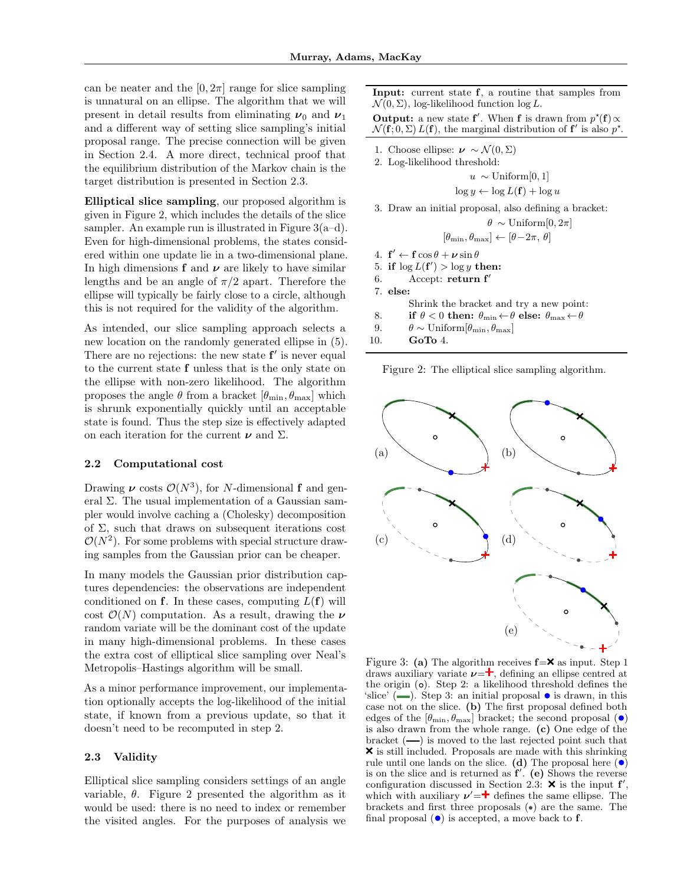can be neater and the $[0, 2\pi]$ range for slice sampling is unnatural on an ellipse. The algorithm that we will present in detail results from eliminating $\boldsymbol{\nu}_0$ and $\boldsymbol{\nu}_1$ and a different way of setting slice sampling's initial proposal range. The precise connection will be given in Section 2.4. A more direct, technical proof that the equilibrium distribution of the Markov chain is the target distribution is presented in Section 2.3.

**Elliptical slice sampling**, our proposed algorithm is given in Figure 2, which includes the details of the slice sampler. An example run is illustrated in Figure 3(a–d). Even for high-dimensional problems, the states considered within one update lie in a two-dimensional plane. In high dimensions $\mathbf{f}$ and $\boldsymbol{\nu}$ are likely to have similar lengths and be an angle of $\pi/2$ apart. Therefore the ellipse will typically be fairly close to a circle, although this is not required for the validity of the algorithm.

As intended, our slice sampling approach selects a new location on the randomly generated ellipse in (5). There are no rejections: the new state $\mathbf{f}'$ is never equal to the current state $\mathbf{f}$ unless that is the only state on the ellipse with non-zero likelihood. The algorithm proposes the angle $\theta$ from a bracket $[\theta_{\min}, \theta_{\max}]$ which is shrunk exponentially quickly until an acceptable state is found. Thus the step size is effectively adapted on each iteration for the current $\boldsymbol{\nu}$ and $\Sigma$.

**Input:** current state $\mathbf{f}$, a routine that samples from $\mathcal{N}(0, \Sigma)$, log-likelihood function $\log L$.

**Output:** a new state $\mathbf{f}'$. When $\mathbf{f}$ is drawn from $p^\star(\mathbf{f}) \propto \mathcal{N}(\mathbf{f}; 0, \Sigma)\, L(\mathbf{f})$, the marginal distribution of $\mathbf{f}'$ is also $p^\star$.

1. Choose ellipse: $\boldsymbol{\nu} \sim \mathcal{N}(0, \Sigma)$
2. Log-likelihood threshold:
$$u \sim \text{Uniform}[0, 1]$$
$$\log y \leftarrow \log L(\mathbf{f}) + \log u$$
3. Draw an initial proposal, also defining a bracket:
$$\theta \sim \text{Uniform}[0, 2\pi]$$
$$[\theta_{\min}, \theta_{\max}] \leftarrow [\theta - 2\pi,\, \theta]$$
4. $\mathbf{f}' \leftarrow \mathbf{f} \cos\theta + \boldsymbol{\nu} \sin\theta$
5. **if** $\log L(\mathbf{f}') > \log y$ **then:**
6. Accept: **return** $\mathbf{f}'$
7. **else:**
   Shrink the bracket and try a new point:
8. **if** $\theta < 0$ **then:** $\theta_{\min} \leftarrow \theta$ **else:** $\theta_{\max} \leftarrow \theta$
9. $\theta \sim \text{Uniform}[\theta_{\min}, \theta_{\max}]$
10. **GoTo** 4.

Figure 2: The elliptical slice sampling algorithm.

Figure 3: **(a)** The algorithm receives $\mathbf{f}$=✖ as input. Step 1 draws auxiliary variate $\boldsymbol{\nu}$=✚, defining an ellipse centred at the origin (∘). Step 2: a likelihood threshold defines the 'slice' (▬). Step 3: an initial proposal ● is drawn, in this case not on the slice. **(b)** The first proposal defined both edges of the $[\theta_{\min}, \theta_{\max}]$ bracket; the second proposal (●) is also drawn from the whole range. **(c)** One edge of the bracket (—) is moved to the last rejected point such that ✖ is still included. Proposals are made with this shrinking rule until one lands on the slice. **(d)** The proposal here (●) is on the slice and is returned as $\mathbf{f}'$. **(e)** Shows the reverse configuration discussed in Section 2.3: ✖ is the input $\mathbf{f}'$, which with auxiliary $\boldsymbol{\nu}'$=✚ defines the same ellipse. The brackets and first three proposals (•) are the same. The final proposal (●) is accepted, a move back to $\mathbf{f}$.

## 2.2 Computational cost

Drawing $\boldsymbol{\nu}$ costs $\mathcal{O}(N^3)$, for $N$-dimensional $\mathbf{f}$ and general $\Sigma$. The usual implementation of a Gaussian sampler would involve caching a (Cholesky) decomposition of $\Sigma$, such that draws on subsequent iterations cost $\mathcal{O}(N^2)$. For some problems with special structure drawing samples from the Gaussian prior can be cheaper.

In many models the Gaussian prior distribution captures dependencies: the observations are independent conditioned on $\mathbf{f}$. In these cases, computing $L(\mathbf{f})$ will cost $\mathcal{O}(N)$ computation. As a result, drawing the $\boldsymbol{\nu}$ random variate will be the dominant cost of the update in many high-dimensional problems. In these cases the extra cost of elliptical slice sampling over Neal's Metropolis–Hastings algorithm will be small.

As a minor performance improvement, our implementation optionally accepts the log-likelihood of the initial state, if known from a previous update, so that it doesn't need to be recomputed in step 2.

## 2.3 Validity

Elliptical slice sampling considers settings of an angle variable, $\theta$. Figure 2 presented the algorithm as it would be used: there is no need to index or remember the visited angles. For the purposes of analysis we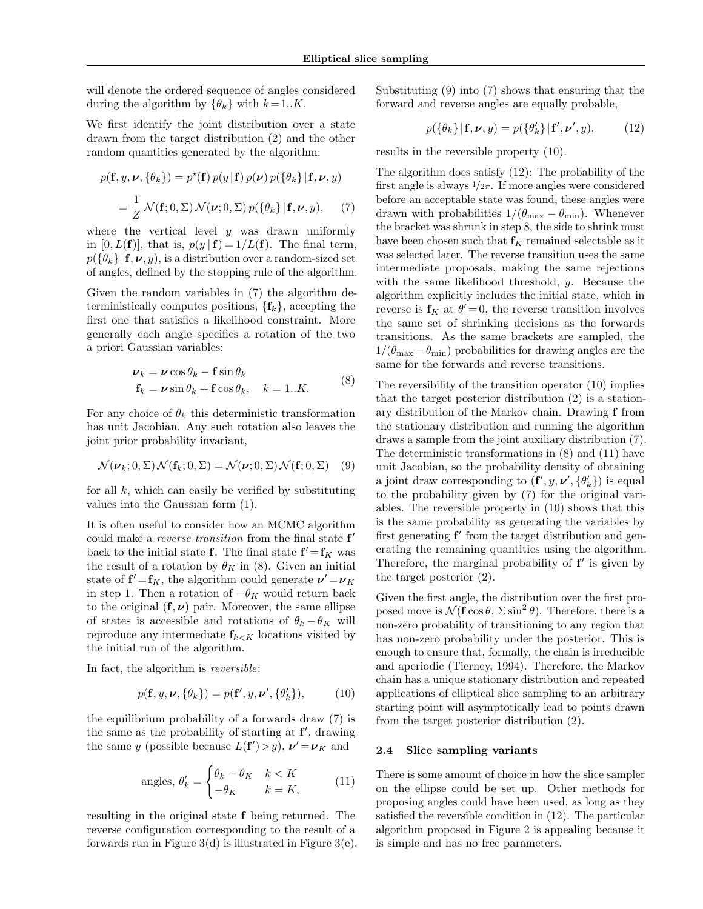will denote the ordered sequence of angles considered during the algorithm by $\{\theta_k\}$ with $k = 1..K$.

We first identify the joint distribution over a state drawn from the target distribution (2) and the other random quantities generated by the algorithm:

$$
\begin{aligned}
p(\mathbf{f}, y, \boldsymbol{\nu}, \{\theta_k\}) &= p^\star(\mathbf{f})\, p(y \,|\, \mathbf{f})\, p(\boldsymbol{\nu})\, p(\{\theta_k\} \,|\, \mathbf{f}, \boldsymbol{\nu}, y) \\
&= \frac{1}{Z}\, \mathcal{N}(\mathbf{f}; 0, \Sigma)\, \mathcal{N}(\boldsymbol{\nu}; 0, \Sigma)\, p(\{\theta_k\} \,|\, \mathbf{f}, \boldsymbol{\nu}, y), \qquad (7)
\end{aligned}
$$

where the vertical level $y$ was drawn uniformly in $[0, L(\mathbf{f})]$, that is, $p(y \,|\, \mathbf{f}) = 1/L(\mathbf{f})$. The final term, $p(\{\theta_k\} \,|\, \mathbf{f}, \boldsymbol{\nu}, y)$, is a distribution over a random-sized set of angles, defined by the stopping rule of the algorithm.

Given the random variables in (7) the algorithm deterministically computes positions, $\{\mathbf{f}_k\}$, accepting the first one that satisfies a likelihood constraint. More generally each angle specifies a rotation of the two a priori Gaussian variables:

$$
\begin{aligned}
\boldsymbol{\nu}_k &= \boldsymbol{\nu} \cos\theta_k - \mathbf{f} \sin\theta_k \\
\mathbf{f}_k &= \boldsymbol{\nu} \sin\theta_k + \mathbf{f} \cos\theta_k, \quad k = 1..K.
\end{aligned} \qquad (8)
$$

For any choice of $\theta_k$ this deterministic transformation has unit Jacobian. Any such rotation also leaves the joint prior probability invariant,

$$
\mathcal{N}(\boldsymbol{\nu}_k; 0, \Sigma)\, \mathcal{N}(\mathbf{f}_k; 0, \Sigma) = \mathcal{N}(\boldsymbol{\nu}; 0, \Sigma)\, \mathcal{N}(\mathbf{f}; 0, \Sigma) \quad (9)
$$

for all $k$, which can easily be verified by substituting values into the Gaussian form (1).

It is often useful to consider how an MCMC algorithm could make a *reverse transition* from the final state $\mathbf{f}'$ back to the initial state $\mathbf{f}$. The final state $\mathbf{f}' = \mathbf{f}_K$ was the result of a rotation by $\theta_K$ in (8). Given an initial state of $\mathbf{f}' = \mathbf{f}_K$, the algorithm could generate $\boldsymbol{\nu}' = \boldsymbol{\nu}_K$ in step 1. Then a rotation of $-\theta_K$ would return back to the original $(\mathbf{f}, \boldsymbol{\nu})$ pair. Moreover, the same ellipse of states is accessible and rotations of $\theta_k - \theta_K$ will reproduce any intermediate $\mathbf{f}_{k<K}$ locations visited by the initial run of the algorithm.

In fact, the algorithm is *reversible*:

$$
p(\mathbf{f}, y, \boldsymbol{\nu}, \{\theta_k\}) = p(\mathbf{f}', y, \boldsymbol{\nu}', \{\theta'_k\}), \qquad (10)
$$

the equilibrium probability of a forwards draw (7) is the same as the probability of starting at $\mathbf{f}'$, drawing the same $y$ (possible because $L(\mathbf{f}') > y$), $\boldsymbol{\nu}' = \boldsymbol{\nu}_K$ and

$$
\text{angles, } \theta'_k = \begin{cases} \theta_k - \theta_K & k < K \\ -\theta_K & k = K, \end{cases} \qquad (11)
$$

resulting in the original state $\mathbf{f}$ being returned. The reverse configuration corresponding to the result of a forwards run in Figure 3(d) is illustrated in Figure 3(e).

Substituting (9) into (7) shows that ensuring that the forward and reverse angles are equally probable,

$$
p(\{\theta_k\} \,|\, \mathbf{f}, \boldsymbol{\nu}, y) = p(\{\theta'_k\} \,|\, \mathbf{f}', \boldsymbol{\nu}', y), \qquad (12)
$$

results in the reversible property (10).

The algorithm does satisfy (12): The probability of the first angle is always $1/2\pi$. If more angles were considered before an acceptable state was found, these angles were drawn with probabilities $1/(\theta_{\max} - \theta_{\min})$. Whenever the bracket was shrunk in step 8, the side to shrink must have been chosen such that $\mathbf{f}_K$ remained selectable as it was selected later. The reverse transition uses the same intermediate proposals, making the same rejections with the same likelihood threshold, $y$. Because the algorithm explicitly includes the initial state, which in reverse is $\mathbf{f}_K$ at $\theta' = 0$, the reverse transition involves the same set of shrinking decisions as the forwards transitions. As the same brackets are sampled, the $1/(\theta_{\max} - \theta_{\min})$ probabilities for drawing angles are the same for the forwards and reverse transitions.

The reversibility of the transition operator (10) implies that the target posterior distribution (2) is a stationary distribution of the Markov chain. Drawing $\mathbf{f}$ from the stationary distribution and running the algorithm draws a sample from the joint auxiliary distribution (7). The deterministic transformations in (8) and (11) have unit Jacobian, so the probability density of obtaining a joint draw corresponding to $(\mathbf{f}', y, \boldsymbol{\nu}', \{\theta'_k\})$ is equal to the probability given by (7) for the original variables. The reversible property in (10) shows that this is the same probability as generating the variables by first generating $\mathbf{f}'$ from the target distribution and generating the remaining quantities using the algorithm. Therefore, the marginal probability of $\mathbf{f}'$ is given by the target posterior (2).

Given the first angle, the distribution over the first proposed move is $\mathcal{N}(\mathbf{f} \cos\theta,\, \Sigma \sin^2\theta)$. Therefore, there is a non-zero probability of transitioning to any region that has non-zero probability under the posterior. This is enough to ensure that, formally, the chain is irreducible and aperiodic (Tierney, 1994). Therefore, the Markov chain has a unique stationary distribution and repeated applications of elliptical slice sampling to an arbitrary starting point will asymptotically lead to points drawn from the target posterior distribution (2).

### 2.4 Slice sampling variants

There is some amount of choice in how the slice sampler on the ellipse could be set up. Other methods for proposing angles could have been used, as long as they satisfied the reversible condition in (12). The particular algorithm proposed in Figure 2 is appealing because it is simple and has no free parameters.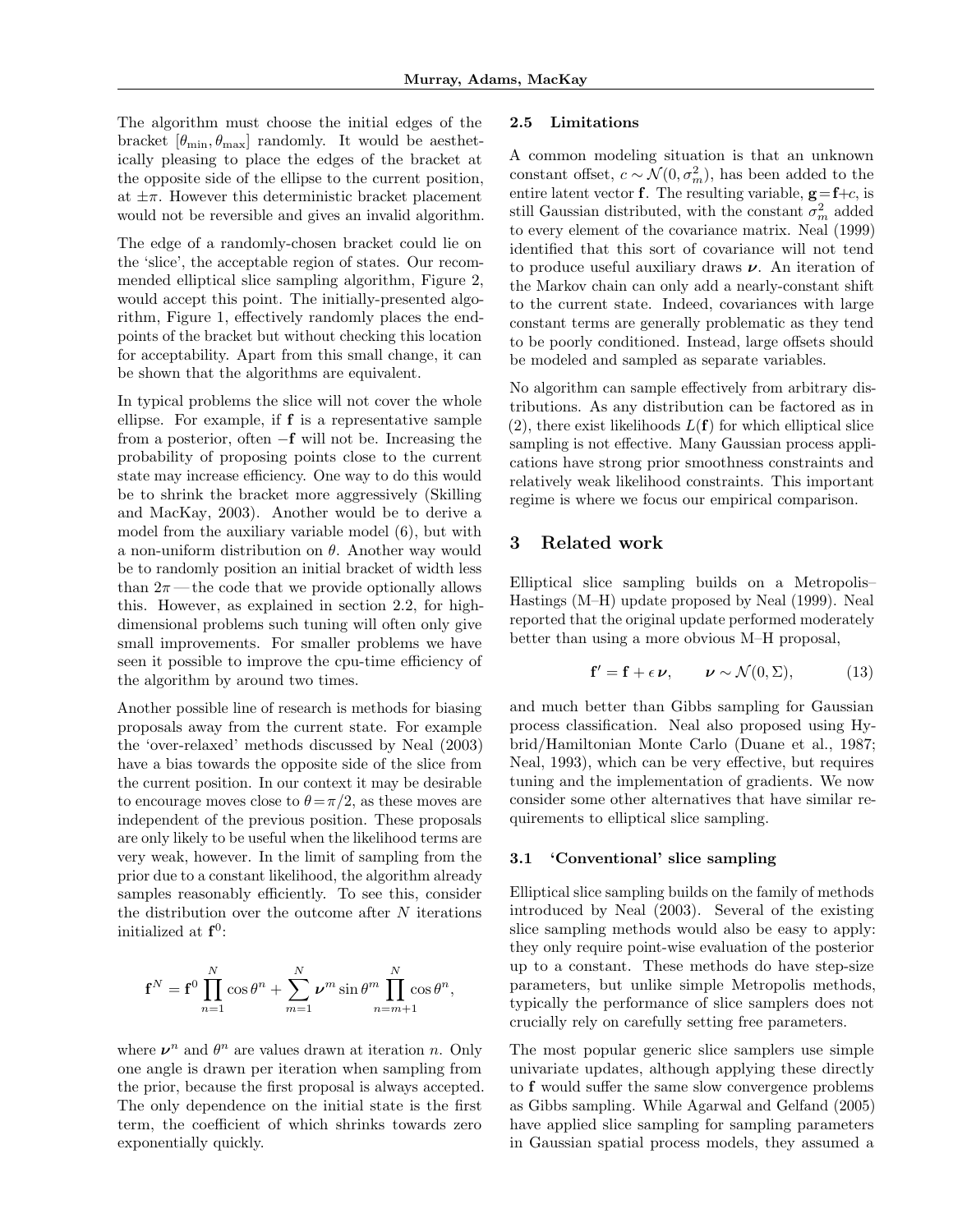The algorithm must choose the initial edges of the bracket $[\theta_{\min}, \theta_{\max}]$ randomly. It would be aesthetically pleasing to place the edges of the bracket at the opposite side of the ellipse to the current position, at $\pm\pi$. However this deterministic bracket placement would not be reversible and gives an invalid algorithm.

The edge of a randomly-chosen bracket could lie on the 'slice', the acceptable region of states. Our recommended elliptical slice sampling algorithm, Figure 2, would accept this point. The initially-presented algorithm, Figure 1, effectively randomly places the endpoints of the bracket but without checking this location for acceptability. Apart from this small change, it can be shown that the algorithms are equivalent.

In typical problems the slice will not cover the whole ellipse. For example, if $\mathbf{f}$ is a representative sample from a posterior, often $-\mathbf{f}$ will not be. Increasing the probability of proposing points close to the current state may increase efficiency. One way to do this would be to shrink the bracket more aggressively (Skilling and MacKay, 2003). Another would be to derive a model from the auxiliary variable model (6), but with a non-uniform distribution on $\theta$. Another way would be to randomly position an initial bracket of width less than $2\pi$ — the code that we provide optionally allows this. However, as explained in section 2.2, for high-dimensional problems such tuning will often only give small improvements. For smaller problems we have seen it possible to improve the cpu-time efficiency of the algorithm by around two times.

Another possible line of research is methods for biasing proposals away from the current state. For example the 'over-relaxed' methods discussed by Neal (2003) have a bias towards the opposite side of the slice from the current position. In our context it may be desirable to encourage moves close to $\theta = \pi/2$, as these moves are independent of the previous position. These proposals are only likely to be useful when the likelihood terms are very weak, however. In the limit of sampling from the prior due to a constant likelihood, the algorithm already samples reasonably efficiently. To see this, consider the distribution over the outcome after $N$ iterations initialized at $\mathbf{f}^0$:

$$\mathbf{f}^N = \mathbf{f}^0 \prod_{n=1}^{N} \cos\theta^n + \sum_{m=1}^{N} \boldsymbol{\nu}^m \sin\theta^m \prod_{n=m+1}^{N} \cos\theta^n,$$

where $\boldsymbol{\nu}^n$ and $\theta^n$ are values drawn at iteration $n$. Only one angle is drawn per iteration when sampling from the prior, because the first proposal is always accepted. The only dependence on the initial state is the first term, the coefficient of which shrinks towards zero exponentially quickly.

### 2.5 Limitations

A common modeling situation is that an unknown constant offset, $c \sim \mathcal{N}(0, \sigma_m^2)$, has been added to the entire latent vector $\mathbf{f}$. The resulting variable, $\mathbf{g} = \mathbf{f} + c$, is still Gaussian distributed, with the constant $\sigma_m^2$ added to every element of the covariance matrix. Neal (1999) identified that this sort of covariance will not tend to produce useful auxiliary draws $\boldsymbol{\nu}$. An iteration of the Markov chain can only add a nearly-constant shift to the current state. Indeed, covariances with large constant terms are generally problematic as they tend to be poorly conditioned. Instead, large offsets should be modeled and sampled as separate variables.

No algorithm can sample effectively from arbitrary distributions. As any distribution can be factored as in (2), there exist likelihoods $L(\mathbf{f})$ for which elliptical slice sampling is not effective. Many Gaussian process applications have strong prior smoothness constraints and relatively weak likelihood constraints. This important regime is where we focus our empirical comparison.

## 3 Related work

Elliptical slice sampling builds on a Metropolis–Hastings (M–H) update proposed by Neal (1999). Neal reported that the original update performed moderately better than using a more obvious M–H proposal,

$$\mathbf{f}' = \mathbf{f} + \epsilon\, \boldsymbol{\nu}, \qquad \boldsymbol{\nu} \sim \mathcal{N}(0, \Sigma), \tag{13}$$

and much better than Gibbs sampling for Gaussian process classification. Neal also proposed using Hybrid/Hamiltonian Monte Carlo (Duane et al., 1987; Neal, 1993), which can be very effective, but requires tuning and the implementation of gradients. We now consider some other alternatives that have similar requirements to elliptical slice sampling.

### 3.1 'Conventional' slice sampling

Elliptical slice sampling builds on the family of methods introduced by Neal (2003). Several of the existing slice sampling methods would also be easy to apply: they only require point-wise evaluation of the posterior up to a constant. These methods do have step-size parameters, but unlike simple Metropolis methods, typically the performance of slice samplers does not crucially rely on carefully setting free parameters.

The most popular generic slice samplers use simple univariate updates, although applying these directly to $\mathbf{f}$ would suffer the same slow convergence problems as Gibbs sampling. While Agarwal and Gelfand (2005) have applied slice sampling for sampling parameters in Gaussian spatial process models, they assumed a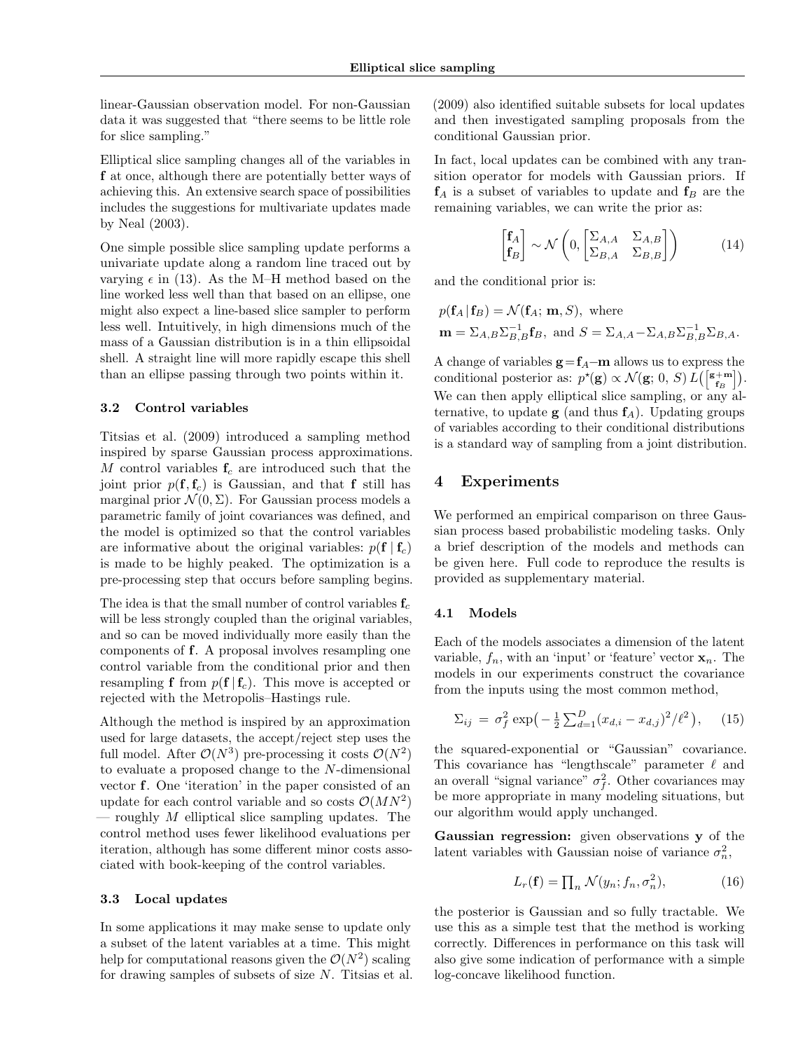linear-Gaussian observation model. For non-Gaussian data it was suggested that "there seems to be little role for slice sampling."

Elliptical slice sampling changes all of the variables in $\mathbf{f}$ at once, although there are potentially better ways of achieving this. An extensive search space of possibilities includes the suggestions for multivariate updates made by Neal (2003).

One simple possible slice sampling update performs a univariate update along a random line traced out by varying $\epsilon$ in (13). As the M–H method based on the line worked less well than that based on an ellipse, one might also expect a line-based slice sampler to perform less well. Intuitively, in high dimensions much of the mass of a Gaussian distribution is in a thin ellipsoidal shell. A straight line will more rapidly escape this shell than an ellipse passing through two points within it.

### 3.2 Control variables

Titsias et al. (2009) introduced a sampling method inspired by sparse Gaussian process approximations. $M$ control variables $\mathbf{f}_c$ are introduced such that the joint prior $p(\mathbf{f}, \mathbf{f}_c)$ is Gaussian, and that $\mathbf{f}$ still has marginal prior $\mathcal{N}(0, \Sigma)$. For Gaussian process models a parametric family of joint covariances was defined, and the model is optimized so that the control variables are informative about the original variables: $p(\mathbf{f} \mid \mathbf{f}_c)$ is made to be highly peaked. The optimization is a pre-processing step that occurs before sampling begins.

The idea is that the small number of control variables $\mathbf{f}_c$ will be less strongly coupled than the original variables, and so can be moved individually more easily than the components of $\mathbf{f}$. A proposal involves resampling one control variable from the conditional prior and then resampling $\mathbf{f}$ from $p(\mathbf{f} \mid \mathbf{f}_c)$. This move is accepted or rejected with the Metropolis–Hastings rule.

Although the method is inspired by an approximation used for large datasets, the accept/reject step uses the full model. After $\mathcal{O}(N^3)$ pre-processing it costs $\mathcal{O}(N^2)$ to evaluate a proposed change to the $N$-dimensional vector $\mathbf{f}$. One 'iteration' in the paper consisted of an update for each control variable and so costs $\mathcal{O}(MN^2)$ — roughly $M$ elliptical slice sampling updates. The control method uses fewer likelihood evaluations per iteration, although has some different minor costs associated with book-keeping of the control variables.

### 3.3 Local updates

In some applications it may make sense to update only a subset of the latent variables at a time. This might help for computational reasons given the $\mathcal{O}(N^2)$ scaling for drawing samples of subsets of size $N$. Titsias et al. (2009) also identified suitable subsets for local updates and then investigated sampling proposals from the conditional Gaussian prior.

In fact, local updates can be combined with any transition operator for models with Gaussian priors. If $\mathbf{f}_A$ is a subset of variables to update and $\mathbf{f}_B$ are the remaining variables, we can write the prior as:

$$\begin{bmatrix}\mathbf{f}_A \\ \mathbf{f}_B\end{bmatrix} \sim \mathcal{N}\left(0, \begin{bmatrix}\Sigma_{A,A} & \Sigma_{A,B} \\ \Sigma_{B,A} & \Sigma_{B,B}\end{bmatrix}\right) \tag{14}$$

and the conditional prior is:

$$p(\mathbf{f}_A \mid \mathbf{f}_B) = \mathcal{N}(\mathbf{f}_A;\, \mathbf{m}, S), \text{ where}$$
$$\mathbf{m} = \Sigma_{A,B}\Sigma_{B,B}^{-1}\mathbf{f}_B, \text{ and } S = \Sigma_{A,A} - \Sigma_{A,B}\Sigma_{B,B}^{-1}\Sigma_{B,A}.$$

A change of variables $\mathbf{g} = \mathbf{f}_A - \mathbf{m}$ allows us to express the conditional posterior as: $p^{\star}(\mathbf{g}) \propto \mathcal{N}(\mathbf{g};\, 0,\, S)\, L\big(\big[\begin{smallmatrix}\mathbf{g}+\mathbf{m} \\ \mathbf{f}_B\end{smallmatrix}\big]\big)$. We can then apply elliptical slice sampling, or any alternative, to update $\mathbf{g}$ (and thus $\mathbf{f}_A$). Updating groups of variables according to their conditional distributions is a standard way of sampling from a joint distribution.

## 4 Experiments

We performed an empirical comparison on three Gaussian process based probabilistic modeling tasks. Only a brief description of the models and methods can be given here. Full code to reproduce the results is provided as supplementary material.

### 4.1 Models

Each of the models associates a dimension of the latent variable, $f_n$, with an 'input' or 'feature' vector $\mathbf{x}_n$. The models in our experiments construct the covariance from the inputs using the most common method,

$$\Sigma_{ij} \;=\; \sigma_f^2 \exp\!\big(-\tfrac{1}{2}\textstyle\sum_{d=1}^{D}(x_{d,i} - x_{d,j})^2/\ell^2\big), \tag{15}$$

the squared-exponential or "Gaussian" covariance. This covariance has "lengthscale" parameter $\ell$ and an overall "signal variance" $\sigma_f^2$. Other covariances may be more appropriate in many modeling situations, but our algorithm would apply unchanged.

**Gaussian regression:** given observations $\mathbf{y}$ of the latent variables with Gaussian noise of variance $\sigma_n^2$,

$$L_r(\mathbf{f}) = \textstyle\prod_n \mathcal{N}(y_n; f_n, \sigma_n^2), \tag{16}$$

the posterior is Gaussian and so fully tractable. We use this as a simple test that the method is working correctly. Differences in performance on this task will also give some indication of performance with a simple log-concave likelihood function.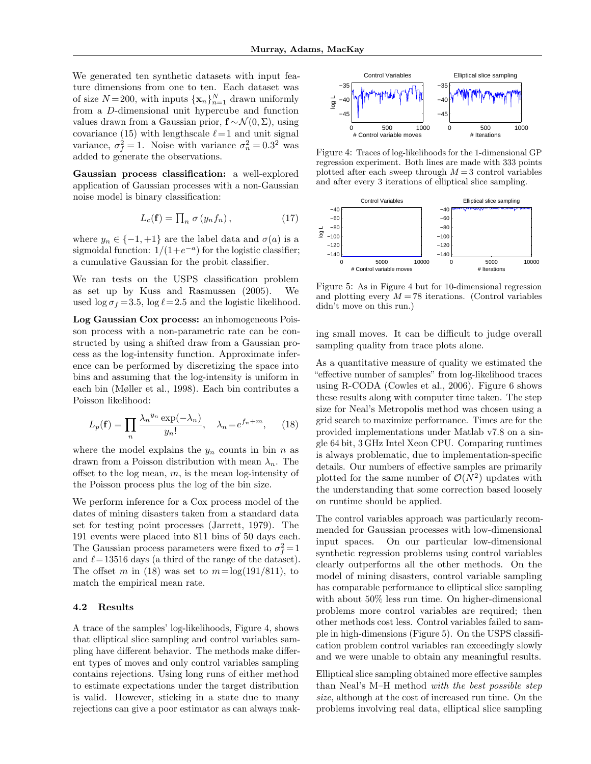We generated ten synthetic datasets with input feature dimensions from one to ten. Each dataset was of size $N = 200$, with inputs $\{\mathbf{x}_n\}_{n=1}^N$ drawn uniformly from a $D$-dimensional unit hypercube and function values drawn from a Gaussian prior, $\mathbf{f} \sim \mathcal{N}(0, \Sigma)$, using covariance (15) with lengthscale $\ell = 1$ and unit signal variance, $\sigma_f^2 = 1$. Noise with variance $\sigma_n^2 = 0.3^2$ was added to generate the observations.

**Gaussian process classification:** a well-explored application of Gaussian processes with a non-Gaussian noise model is binary classification:

$$L_c(\mathbf{f}) = \prod_n \sigma\left(y_n f_n\right), \tag{17}$$

where $y_n \in \{-1, +1\}$ are the label data and $\sigma(a)$ is a sigmoidal function: $1/(1+e^{-a})$ for the logistic classifier; a cumulative Gaussian for the probit classifier.

We ran tests on the USPS classification problem as set up by Kuss and Rasmussen (2005). We used $\log \sigma_f = 3.5$, $\log \ell = 2.5$ and the logistic likelihood.

**Log Gaussian Cox process:** an inhomogeneous Poisson process with a non-parametric rate can be constructed by using a shifted draw from a Gaussian process as the log-intensity function. Approximate inference can be performed by discretizing the space into bins and assuming that the log-intensity is uniform in each bin (Møller et al., 1998). Each bin contributes a Poisson likelihood:

$$L_p(\mathbf{f}) = \prod_n \frac{{\lambda_n}^{y_n} \exp(-\lambda_n)}{y_n!}, \quad \lambda_n = e^{f_n + m}, \tag{18}$$

where the model explains the $y_n$ counts in bin $n$ as drawn from a Poisson distribution with mean $\lambda_n$. The offset to the log mean, $m$, is the mean log-intensity of the Poisson process plus the log of the bin size.

We perform inference for a Cox process model of the dates of mining disasters taken from a standard data set for testing point processes (Jarrett, 1979). The 191 events were placed into 811 bins of 50 days each. The Gaussian process parameters were fixed to $\sigma_f^2 = 1$ and $\ell = 13516$ days (a third of the range of the dataset). The offset $m$ in (18) was set to $m = \log(191/811)$, to match the empirical mean rate.

### 4.2 Results

A trace of the samples' log-likelihoods, Figure 4, shows that elliptical slice sampling and control variables sampling have different behavior. The methods make different types of moves and only control variables sampling contains rejections. Using long runs of either method to estimate expectations under the target distribution is valid. However, sticking in a state due to many rejections can give a poor estimator as can always making small moves. It can be difficult to judge overall sampling quality from trace plots alone.

Figure 4: Traces of log-likelihoods for the 1-dimensional GP regression experiment. Both lines are made with 333 points plotted after each sweep through $M = 3$ control variables and after every 3 iterations of elliptical slice sampling.

Figure 5: As in Figure 4 but for 10-dimensional regression and plotting every $M = 78$ iterations. (Control variables didn't move on this run.)

As a quantitative measure of quality we estimated the "effective number of samples" from log-likelihood traces using R-CODA (Cowles et al., 2006). Figure 6 shows these results along with computer time taken. The step size for Neal's Metropolis method was chosen using a grid search to maximize performance. Times are for the provided implementations under Matlab v7.8 on a single 64 bit, 3 GHz Intel Xeon CPU. Comparing runtimes is always problematic, due to implementation-specific details. Our numbers of effective samples are primarily plotted for the same number of $\mathcal{O}(N^2)$ updates with the understanding that some correction based loosely on runtime should be applied.

The control variables approach was particularly recommended for Gaussian processes with low-dimensional input spaces. On our particular low-dimensional synthetic regression problems using control variables clearly outperforms all the other methods. On the model of mining disasters, control variable sampling has comparable performance to elliptical slice sampling with about 50% less run time. On higher-dimensional problems more control variables are required; then other methods cost less. Control variables failed to sample in high-dimensions (Figure 5). On the USPS classification problem control variables ran exceedingly slowly and we were unable to obtain any meaningful results.

Elliptical slice sampling obtained more effective samples than Neal's M–H method *with the best possible step size*, although at the cost of increased run time. On the problems involving real data, elliptical slice sampling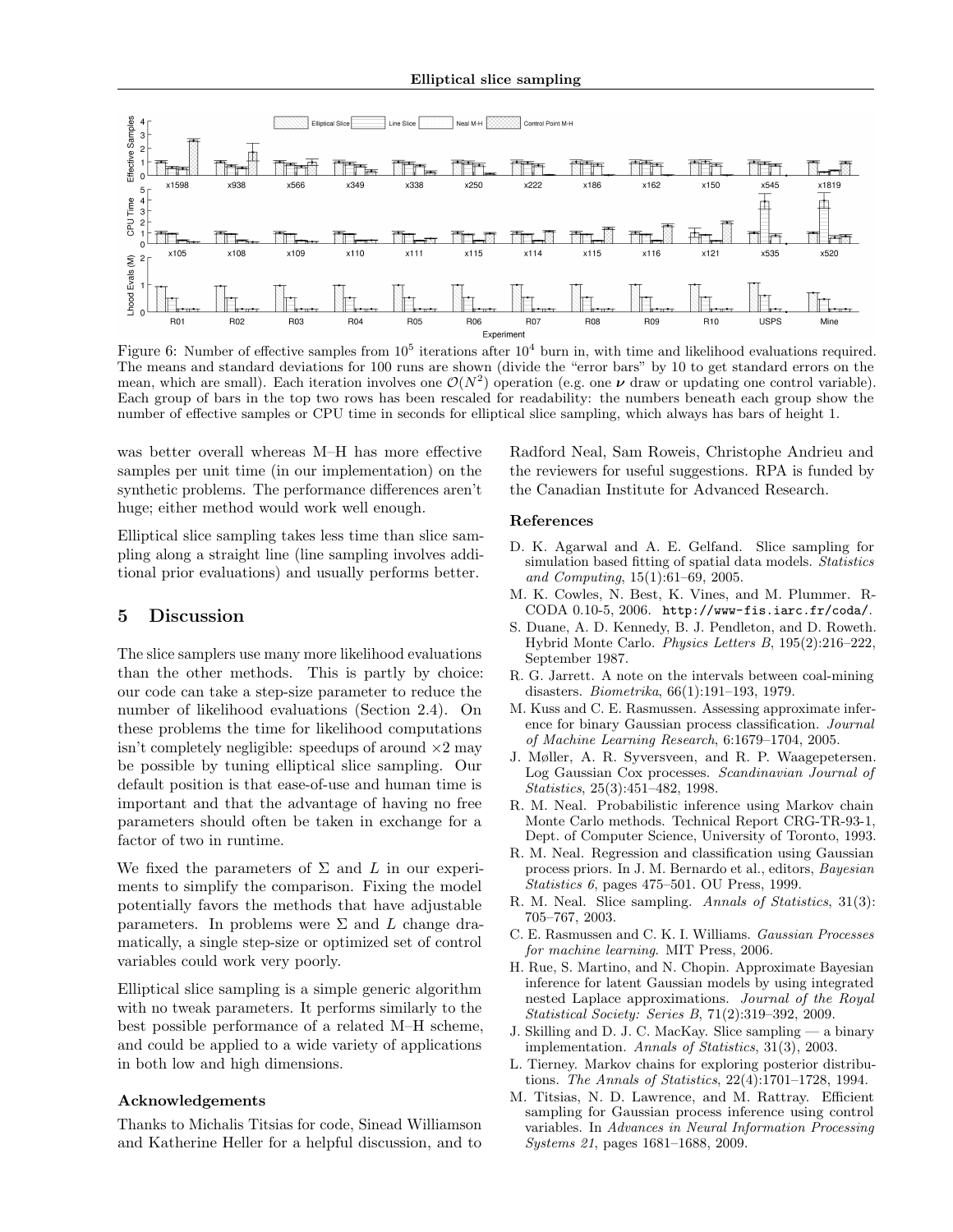Effective Samples
4
3
2
1
0
Elliptical Slice
Line Slice
Neal M-H
Control Point M-H
x1598
x938
x566
x349
x338
x250
x222
x186
x162
x150
x545
x1819

CPU Time
5
4
3
2
1
0
x105
x108
x109
x110
x111
x115
x114
x115
x116
x121
x535
x520

Lhood Evals (M)
2
1
0
R01
R02
R03
R04
R05
R06
R07
R08
R09
R10
USPS
Mine
Experiment

Figure 6: Number of effective samples from $10^5$ iterations after $10^4$ burn in, with time and likelihood evaluations required. The means and standard deviations for 100 runs are shown (divide the "error bars" by 10 to get standard errors on the mean, which are small). Each iteration involves one $\mathcal{O}(N^2)$ operation (e.g. one $\boldsymbol{\nu}$ draw or updating one control variable). Each group of bars in the top two rows has been rescaled for readability: the numbers beneath each group show the number of effective samples or CPU time in seconds for elliptical slice sampling, which always has bars of height 1.

was better overall whereas M–H has more effective samples per unit time (in our implementation) on the synthetic problems. The performance differences aren't huge; either method would work well enough.

Elliptical slice sampling takes less time than slice sampling along a straight line (line sampling involves additional prior evaluations) and usually performs better.

## 5 Discussion

The slice samplers use many more likelihood evaluations than the other methods. This is partly by choice: our code can take a step-size parameter to reduce the number of likelihood evaluations (Section 2.4). On these problems the time for likelihood computations isn't completely negligible: speedups of around $\times 2$ may be possible by tuning elliptical slice sampling. Our default position is that ease-of-use and human time is important and that the advantage of having no free parameters should often be taken in exchange for a factor of two in runtime.

We fixed the parameters of $\Sigma$ and $L$ in our experiments to simplify the comparison. Fixing the model potentially favors the methods that have adjustable parameters. In problems were $\Sigma$ and $L$ change dramatically, a single step-size or optimized set of control variables could work very poorly.

Elliptical slice sampling is a simple generic algorithm with no tweak parameters. It performs similarly to the best possible performance of a related M–H scheme, and could be applied to a wide variety of applications in both low and high dimensions.

### Acknowledgements

Thanks to Michalis Titsias for code, Sinead Williamson and Katherine Heller for a helpful discussion, and to Radford Neal, Sam Roweis, Christophe Andrieu and the reviewers for useful suggestions. RPA is funded by the Canadian Institute for Advanced Research.

### References

D. K. Agarwal and A. E. Gelfand. Slice sampling for simulation based fitting of spatial data models. *Statistics and Computing*, 15(1):61–69, 2005.

M. K. Cowles, N. Best, K. Vines, and M. Plummer. R-CODA 0.10-5, 2006. `http://www-fis.iarc.fr/coda/`.

S. Duane, A. D. Kennedy, B. J. Pendleton, and D. Roweth. Hybrid Monte Carlo. *Physics Letters B*, 195(2):216–222, September 1987.

R. G. Jarrett. A note on the intervals between coal-mining disasters. *Biometrika*, 66(1):191–193, 1979.

M. Kuss and C. E. Rasmussen. Assessing approximate inference for binary Gaussian process classification. *Journal of Machine Learning Research*, 6:1679–1704, 2005.

J. Møller, A. R. Syversveen, and R. P. Waagepetersen. Log Gaussian Cox processes. *Scandinavian Journal of Statistics*, 25(3):451–482, 1998.

R. M. Neal. Probabilistic inference using Markov chain Monte Carlo methods. Technical Report CRG-TR-93-1, Dept. of Computer Science, University of Toronto, 1993.

R. M. Neal. Regression and classification using Gaussian process priors. In J. M. Bernardo et al., editors, *Bayesian Statistics 6*, pages 475–501. OU Press, 1999.

R. M. Neal. Slice sampling. *Annals of Statistics*, 31(3): 705–767, 2003.

C. E. Rasmussen and C. K. I. Williams. *Gaussian Processes for machine learning*. MIT Press, 2006.

H. Rue, S. Martino, and N. Chopin. Approximate Bayesian inference for latent Gaussian models by using integrated nested Laplace approximations. *Journal of the Royal Statistical Society: Series B*, 71(2):319–392, 2009.

J. Skilling and D. J. C. MacKay. Slice sampling — a binary implementation. *Annals of Statistics*, 31(3), 2003.

L. Tierney. Markov chains for exploring posterior distributions. *The Annals of Statistics*, 22(4):1701–1728, 1994.

M. Titsias, N. D. Lawrence, and M. Rattray. Efficient sampling for Gaussian process inference using control variables. In *Advances in Neural Information Processing Systems 21*, pages 1681–1688, 2009.